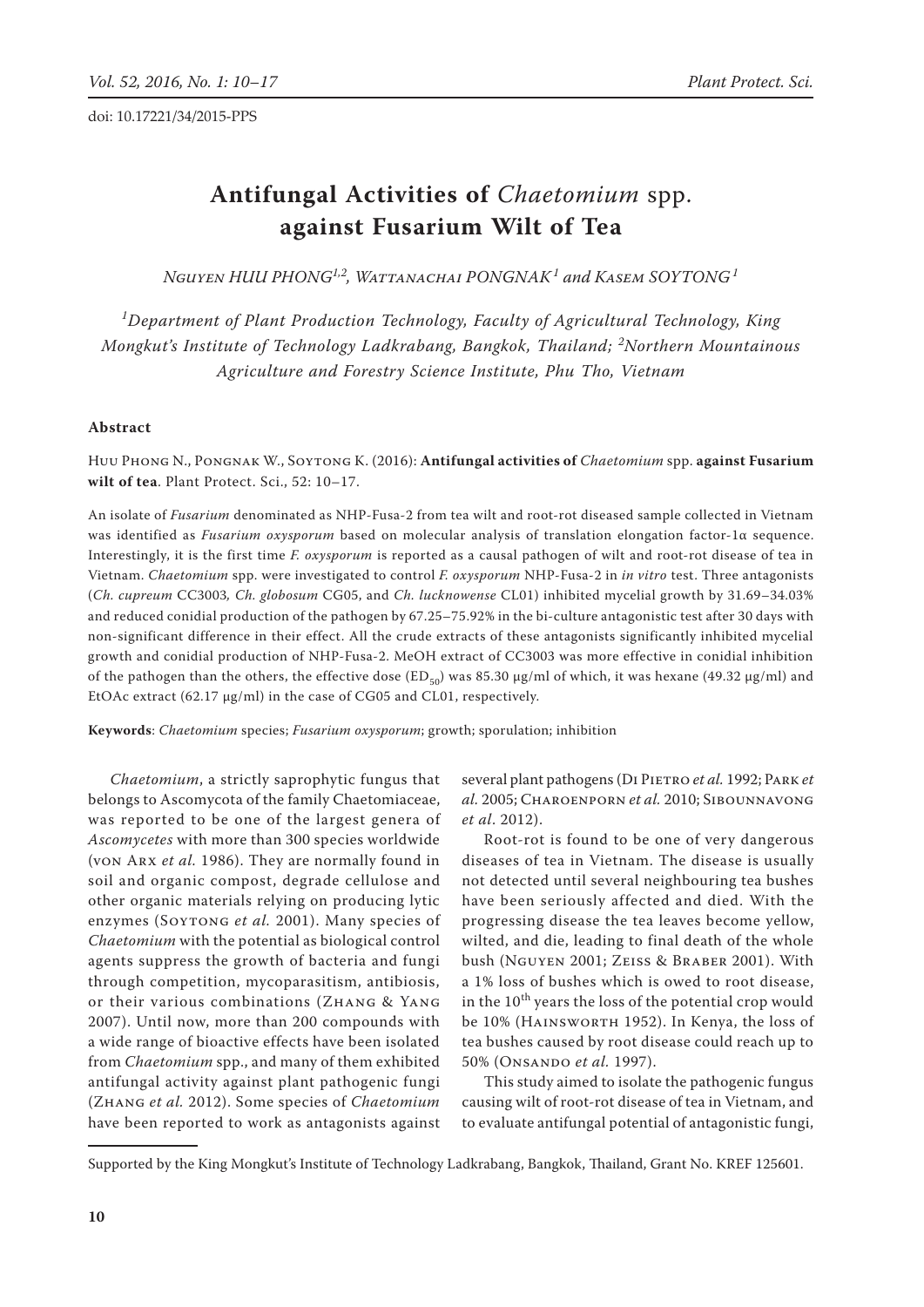doi: 10.17221/34/2015-PPS

# Antifungal Activities of *Chaetomium* spp. against Fusarium Wilt of Tea

*Nguyen HUU PHONG*[1,2], *Wattanachai PONGNAK*[1] *and Kasem SOYTONG*[1]

[1]*Department of Plant Production Technology, Faculty of Agricultural Technology, King Mongkut's Institute of Technology Ladkrabang, Bangkok, Thailand;* [2]*Northern Mountainous Agriculture and Forestry Science Institute, Phu Tho, Vietnam*

## Abstract

Huu Phong N., Pongnak W., Soytong K. (2016): **Antifungal activities of *Chaetomium* spp. against Fusarium wilt of tea**. Plant Protect. Sci., 52: 10–17.

An isolate of *Fusarium* denominated as NHP-Fusa-2 from tea wilt and root-rot diseased sample collected in Vietnam was identified as *Fusarium oxysporum* based on molecular analysis of translation elongation factor-1α sequence. Interestingly, it is the first time *F. oxysporum* is reported as a causal pathogen of wilt and root-rot disease of tea in Vietnam. *Chaetomium* spp. were investigated to control *F. oxysporum* NHP-Fusa-2 in *in vitro* test. Three antagonists (*Ch. cupreum* CC3003*, Ch. globosum* CG05, and *Ch. lucknowense* CL01) inhibited mycelial growth by 31.69–34.03% and reduced conidial production of the pathogen by 67.25–75.92% in the bi-culture antagonistic test after 30 days with non-significant difference in their effect. All the crude extracts of these antagonists significantly inhibited mycelial growth and conidial production of NHP-Fusa-2. MeOH extract of CC3003 was more effective in conidial inhibition of the pathogen than the others, the effective dose ($ED_{50}$) was 85.30 μg/ml of which, it was hexane (49.32 μg/ml) and EtOAc extract (62.17 μg/ml) in the case of CG05 and CL01, respectively.

**Keywords**: *Chaetomium* species; *Fusarium oxysporum*; growth; sporulation; inhibition

*Chaetomium*, a strictly saprophytic fungus that belongs to Ascomycota of the family Chaetomiaceae, was reported to be one of the largest genera of *Ascomycetes* with more than 300 species worldwide (von Arx *et al.* 1986). They are normally found in soil and organic compost, degrade cellulose and other organic materials relying on producing lytic enzymes (Soytong *et al.* 2001). Many species of *Chaetomium* with the potential as biological control agents suppress the growth of bacteria and fungi through competition, mycoparasitism, antibiosis, or their various combinations (Zhang & Yang 2007). Until now, more than 200 compounds with a wide range of bioactive effects have been isolated from *Chaetomium* spp., and many of them exhibited antifungal activity against plant pathogenic fungi (Zhang *et al.* 2012). Some species of *Chaetomium* have been reported to work as antagonists against several plant pathogens (Di Pietro *et al.* 1992; Park *et al.* 2005; Charoenporn *et al.* 2010; Sibounnavong *et al*. 2012).

Root-rot is found to be one of very dangerous diseases of tea in Vietnam. The disease is usually not detected until several neighbouring tea bushes have been seriously affected and died. With the progressing disease the tea leaves become yellow, wilted, and die, leading to final death of the whole bush (Nguyen 2001; Zeiss & Braber 2001). With a 1% loss of bushes which is owed to root disease, in the 10th years the loss of the potential crop would be 10% (Hainsworth 1952). In Kenya, the loss of tea bushes caused by root disease could reach up to 50% (Onsando *et al.* 1997).

This study aimed to isolate the pathogenic fungus causing wilt of root-rot disease of tea in Vietnam, and to evaluate antifungal potential of antagonistic fungi,

Supported by the King Mongkut's Institute of Technology Ladkrabang, Bangkok, Thailand, Grant No. KREF 125601.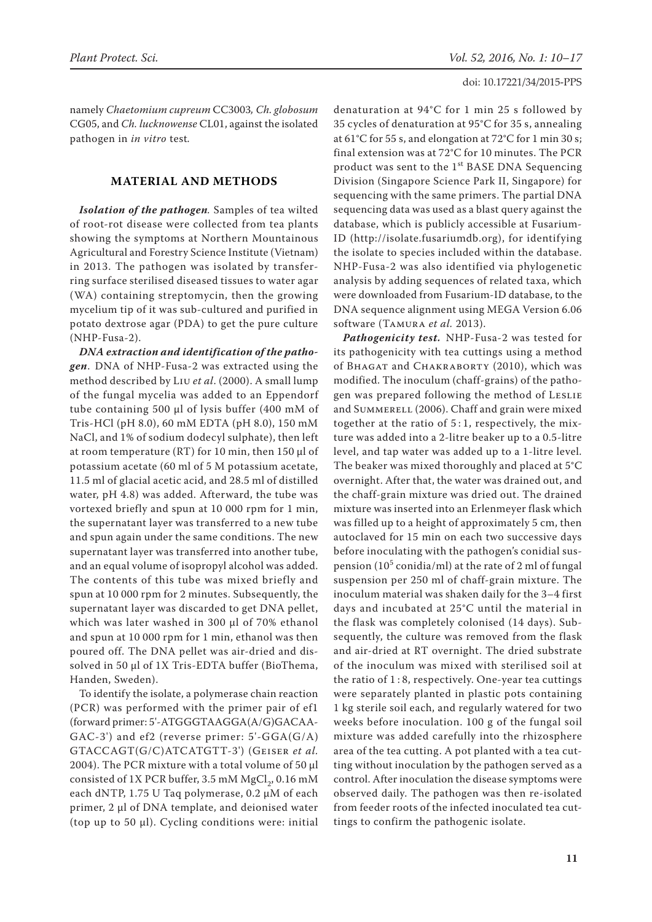namely *Chaetomium cupreum* CC3003, *Ch. globosum* CG05, and *Ch. lucknowense* CL01, against the isolated pathogen in *in vitro* test.

## MATERIAL AND METHODS

***Isolation of the pathogen.*** Samples of tea wilted of root-rot disease were collected from tea plants showing the symptoms at Northern Mountainous Agricultural and Forestry Science Institute (Vietnam) in 2013. The pathogen was isolated by transferring surface sterilised diseased tissues to water agar (WA) containing streptomycin, then the growing mycelium tip of it was sub-cultured and purified in potato dextrose agar (PDA) to get the pure culture (NHP-Fusa-2).

***DNA extraction and identification of the pathogen.*** DNA of NHP-Fusa-2 was extracted using the method described by Liu *et al*. (2000). A small lump of the fungal mycelia was added to an Eppendorf tube containing 500 µl of lysis buffer (400 mM of Tris-HCl (pH 8.0), 60 mM EDTA (pH 8.0), 150 mM NaCl, and 1% of sodium dodecyl sulphate), then left at room temperature (RT) for 10 min, then 150 µl of potassium acetate (60 ml of 5 M potassium acetate, 11.5 ml of glacial acetic acid, and 28.5 ml of distilled water, pH 4.8) was added. Afterward, the tube was vortexed briefly and spun at 10 000 rpm for 1 min, the supernatant layer was transferred to a new tube and spun again under the same conditions. The new supernatant layer was transferred into another tube, and an equal volume of isopropyl alcohol was added. The contents of this tube was mixed briefly and spun at 10 000 rpm for 2 minutes. Subsequently, the supernatant layer was discarded to get DNA pellet, which was later washed in 300 µl of 70% ethanol and spun at 10 000 rpm for 1 min, ethanol was then poured off. The DNA pellet was air-dried and dissolved in 50 µl of 1X Tris-EDTA buffer (BioThema, Handen, Sweden).

To identify the isolate, a polymerase chain reaction (PCR) was performed with the primer pair of ef1 (forward primer: 5'-ATGGGTAAGGA(A/G)GACAAGAC-3') and ef2 (reverse primer: 5'-GGA(G/A)GTACCAGT(G/C)ATCATGTT-3') (Geiser *et al.* 2004). The PCR mixture with a total volume of 50 µl consisted of 1X PCR buffer, 3.5 mM $MgCl_2$, 0.16 mM each dNTP, 1.75 U Taq polymerase, 0.2 µM of each primer, 2 µl of DNA template, and deionised water (top up to 50 µl). Cycling conditions were: initial denaturation at 94°C for 1 min 25 s followed by 35 cycles of denaturation at 95°C for 35 s, annealing at 61°C for 55 s, and elongation at 72°C for 1 min 30 s; final extension was at 72°C for 10 minutes. The PCR product was sent to the 1st BASE DNA Sequencing Division (Singapore Science Park II, Singapore) for sequencing with the same primers. The partial DNA sequencing data was used as a blast query against the database, which is publicly accessible at Fusarium-ID (http://isolate.fusariumdb.org), for identifying the isolate to species included within the database. NHP-Fusa-2 was also identified via phylogenetic analysis by adding sequences of related taxa, which were downloaded from Fusarium-ID database, to the DNA sequence alignment using MEGA Version 6.06 software (Tamura *et al.* 2013).

***Pathogenicity test.*** NHP-Fusa-2 was tested for its pathogenicity with tea cuttings using a method of Bhagat and Chakraborty (2010), which was modified. The inoculum (chaff-grains) of the pathogen was prepared following the method of Leslie and Summerell (2006). Chaff and grain were mixed together at the ratio of 5 : 1, respectively, the mixture was added into a 2-litre beaker up to a 0.5-litre level, and tap water was added up to a 1-litre level. The beaker was mixed thoroughly and placed at 5°C overnight. After that, the water was drained out, and the chaff-grain mixture was dried out. The drained mixture was inserted into an Erlenmeyer flask which was filled up to a height of approximately 5 cm, then autoclaved for 15 min on each two successive days before inoculating with the pathogen's conidial suspension ($10^5$ conidia/ml) at the rate of 2 ml of fungal suspension per 250 ml of chaff-grain mixture. The inoculum material was shaken daily for the 3–4 first days and incubated at 25°C until the material in the flask was completely colonised (14 days). Subsequently, the culture was removed from the flask and air-dried at RT overnight. The dried substrate of the inoculum was mixed with sterilised soil at the ratio of 1 : 8, respectively. One-year tea cuttings were separately planted in plastic pots containing 1 kg sterile soil each, and regularly watered for two weeks before inoculation. 100 g of the fungal soil mixture was added carefully into the rhizosphere area of the tea cutting. A pot planted with a tea cutting without inoculation by the pathogen served as a control. After inoculation the disease symptoms were observed daily. The pathogen was then re-isolated from feeder roots of the infected inoculated tea cuttings to confirm the pathogenic isolate.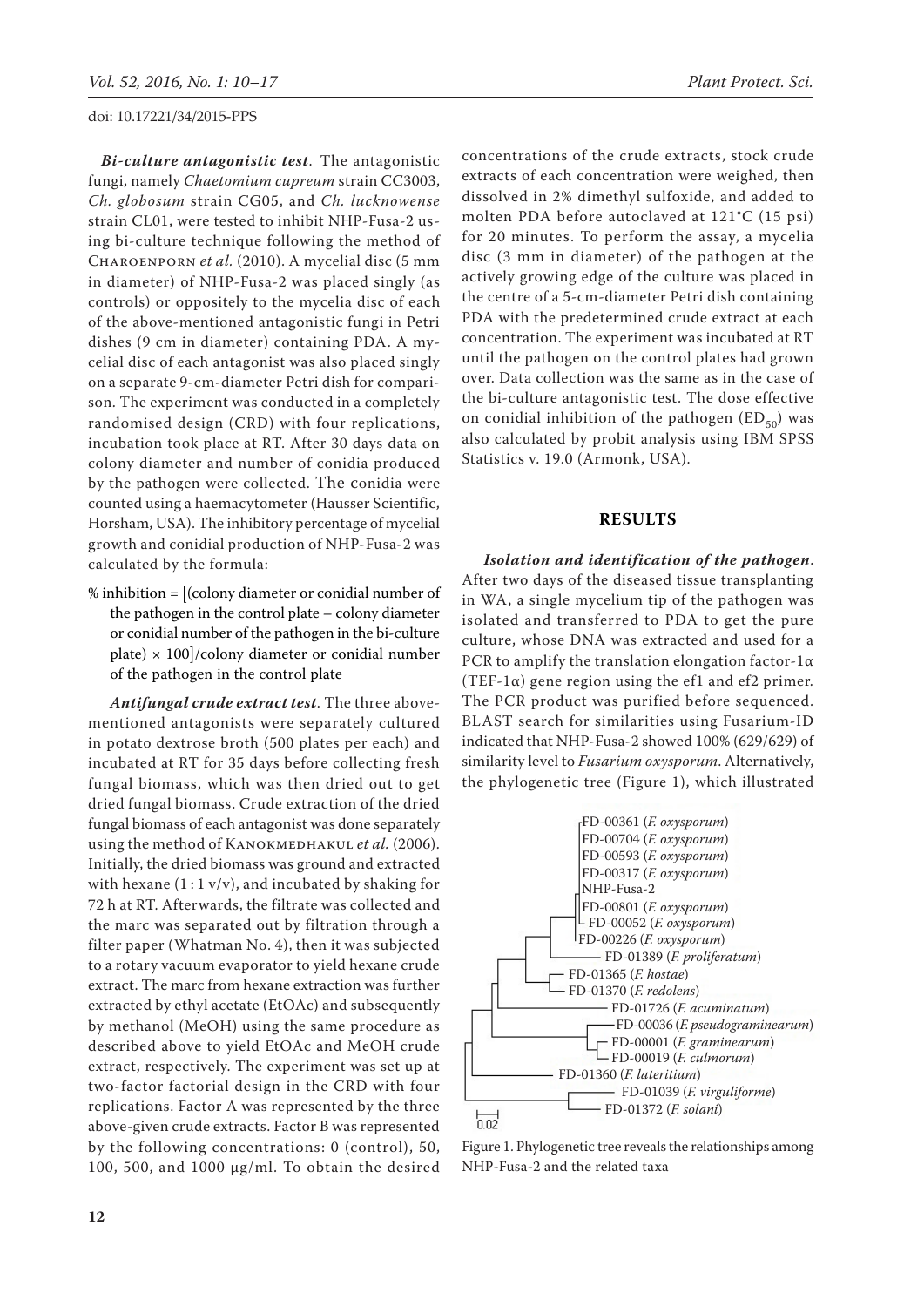*Bi-culture antagonistic test*. The antagonistic fungi, namely *Chaetomium cupreum* strain CC3003, *Ch. globosum* strain CG05, and *Ch. lucknowense* strain CL01, were tested to inhibit NHP-Fusa-2 using bi-culture technique following the method of Charoenporn *et al.* (2010). A mycelial disc (5 mm in diameter) of NHP-Fusa-2 was placed singly (as controls) or oppositely to the mycelia disc of each of the above-mentioned antagonistic fungi in Petri dishes (9 cm in diameter) containing PDA. A mycelial disc of each antagonist was also placed singly on a separate 9-cm-diameter Petri dish for comparison. The experiment was conducted in a completely randomised design (CRD) with four replications, incubation took place at RT. After 30 days data on colony diameter and number of conidia produced by the pathogen were collected. The conidia were counted using a haemacytometer (Hausser Scientific, Horsham, USA). The inhibitory percentage of mycelial growth and conidial production of NHP-Fusa-2 was calculated by the formula:

% inhibition = [(colony diameter or conidial number of the pathogen in the control plate – colony diameter or conidial number of the pathogen in the bi-culture plate) × 100]/colony diameter or conidial number of the pathogen in the control plate

*Antifungal crude extract test*. The three above-mentioned antagonists were separately cultured in potato dextrose broth (500 plates per each) and incubated at RT for 35 days before collecting fresh fungal biomass, which was then dried out to get dried fungal biomass. Crude extraction of the dried fungal biomass of each antagonist was done separately using the method of Kanokmedhakul *et al.* (2006). Initially, the dried biomass was ground and extracted with hexane (1 : 1 v/v), and incubated by shaking for 72 h at RT. Afterwards, the filtrate was collected and the marc was separated out by filtration through a filter paper (Whatman No. 4), then it was subjected to a rotary vacuum evaporator to yield hexane crude extract. The marc from hexane extraction was further extracted by ethyl acetate (EtOAc) and subsequently by methanol (MeOH) using the same procedure as described above to yield EtOAc and MeOH crude extract, respectively. The experiment was set up at two-factor factorial design in the CRD with four replications. Factor A was represented by the three above-given crude extracts. Factor B was represented by the following concentrations: 0 (control), 50, 100, 500, and 1000 μg/ml. To obtain the desired concentrations of the crude extracts, stock crude extracts of each concentration were weighed, then dissolved in 2% dimethyl sulfoxide, and added to molten PDA before autoclaved at 121°C (15 psi) for 20 minutes. To perform the assay, a mycelia disc (3 mm in diameter) of the pathogen at the actively growing edge of the culture was placed in the centre of a 5-cm-diameter Petri dish containing PDA with the predetermined crude extract at each concentration. The experiment was incubated at RT until the pathogen on the control plates had grown over. Data collection was the same as in the case of the bi-culture antagonistic test. The dose effective on conidial inhibition of the pathogen ($ED_{50}$) was also calculated by probit analysis using IBM SPSS Statistics v. 19.0 (Armonk, USA).

## RESULTS

*Isolation and identification of the pathogen*. After two days of the diseased tissue transplanting in WA, a single mycelium tip of the pathogen was isolated and transferred to PDA to get the pure culture, whose DNA was extracted and used for a PCR to amplify the translation elongation factor-1α (TEF-1α) gene region using the ef1 and ef2 primer. The PCR product was purified before sequenced. BLAST search for similarities using Fusarium-ID indicated that NHP-Fusa-2 showed 100% (629/629) of similarity level to *Fusarium oxysporum*. Alternatively, the phylogenetic tree (Figure 1), which illustrated

Figure 1. Phylogenetic tree reveals the relationships among NHP-Fusa-2 and the related taxa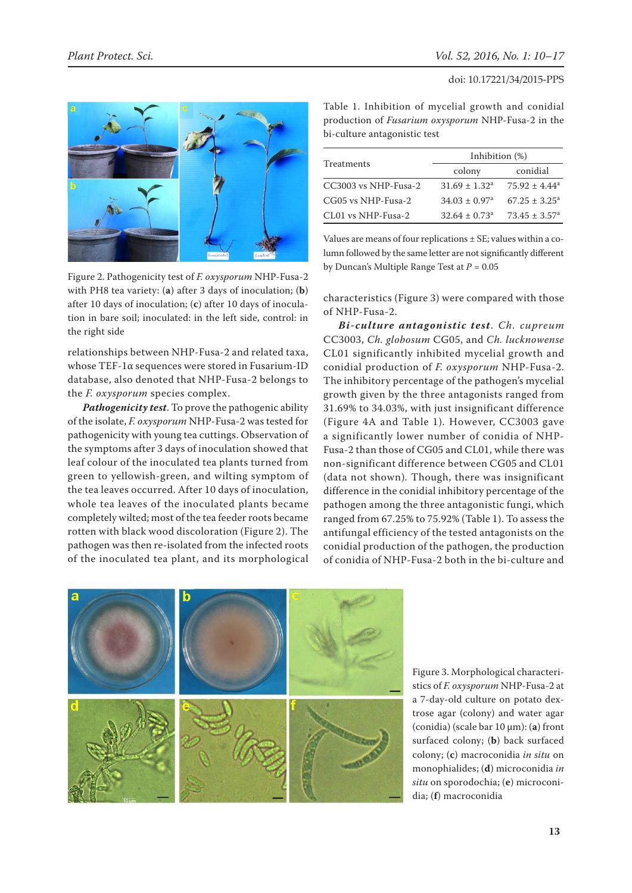Figure 2. Pathogenicity test of *F. oxysporum* NHP-Fusa-2 with PH8 tea variety: (**a**) after 3 days of inoculation; (**b**) after 10 days of inoculation; (**c**) after 10 days of inoculation in bare soil; inoculated: in the left side, control: in the right side

relationships between NHP-Fusa-2 and related taxa, whose TEF-1α sequences were stored in Fusarium-ID database, also denoted that NHP-Fusa-2 belongs to the *F. oxysporum* species complex.

***Pathogenicity test***. To prove the pathogenic ability of the isolate, *F. oxysporum* NHP-Fusa-2 was tested for pathogenicity with young tea cuttings. Observation of the symptoms after 3 days of inoculation showed that leaf colour of the inoculated tea plants turned from green to yellowish-green, and wilting symptom of the tea leaves occurred. After 10 days of inoculation, whole tea leaves of the inoculated plants became completely wilted; most of the tea feeder roots became rotten with black wood discoloration (Figure 2). The pathogen was then re-isolated from the infected roots of the inoculated tea plant, and its morphological characteristics (Figure 3) were compared with those of NHP-Fusa-2.

***Bi-culture antagonistic test***. *Ch. cupreum* CC3003, *Ch. globosum* CG05, and *Ch. lucknowense* CL01 significantly inhibited mycelial growth and conidial production of *F. oxysporum* NHP-Fusa-2. The inhibitory percentage of the pathogen's mycelial growth given by the three antagonists ranged from 31.69% to 34.03%, with just insignificant difference (Figure 4A and Table 1). However, CC3003 gave a significantly lower number of conidia of NHP-Fusa-2 than those of CG05 and CL01, while there was non-significant difference between CG05 and CL01 (data not shown). Though, there was insignificant difference in the conidial inhibitory percentage of the pathogen among the three antagonistic fungi, which ranged from 67.25% to 75.92% (Table 1). To assess the antifungal efficiency of the tested antagonists on the conidial production of the pathogen, the production of conidia of NHP-Fusa-2 both in the bi-culture and

Table 1. Inhibition of mycelial growth and conidial production of *Fusarium oxysporum* NHP-Fusa-2 in the bi-culture antagonistic test

| Treatments | Inhibition (%) | |
|---|---|---|
| | colony | conidial |
| CC3003 vs NHP-Fusa-2 | 31.69 ± 1.32[a] | 75.92 ± 4.44[a] |
| CG05 vs NHP-Fusa-2 | 34.03 ± 0.97[a] | 67.25 ± 3.25[a] |
| CL01 vs NHP-Fusa-2 | 32.64 ± 0.73[a] | 73.45 ± 3.57[a] |

Values are means of four replications ± SE; values within a column followed by the same letter are not significantly different by Duncan's Multiple Range Test at $P = 0.05$

Figure 3. Morphological characteristics of *F. oxysporum* NHP-Fusa-2 at a 7-day-old culture on potato dextrose agar (colony) and water agar (conidia) (scale bar 10 µm): (**a**) front surfaced colony; (**b**) back surfaced colony; (**c**) macroconidia *in situ* on monophialides; (**d**) microconidia *in situ* on sporodochia; (**e**) microconidia; (**f**) macroconidia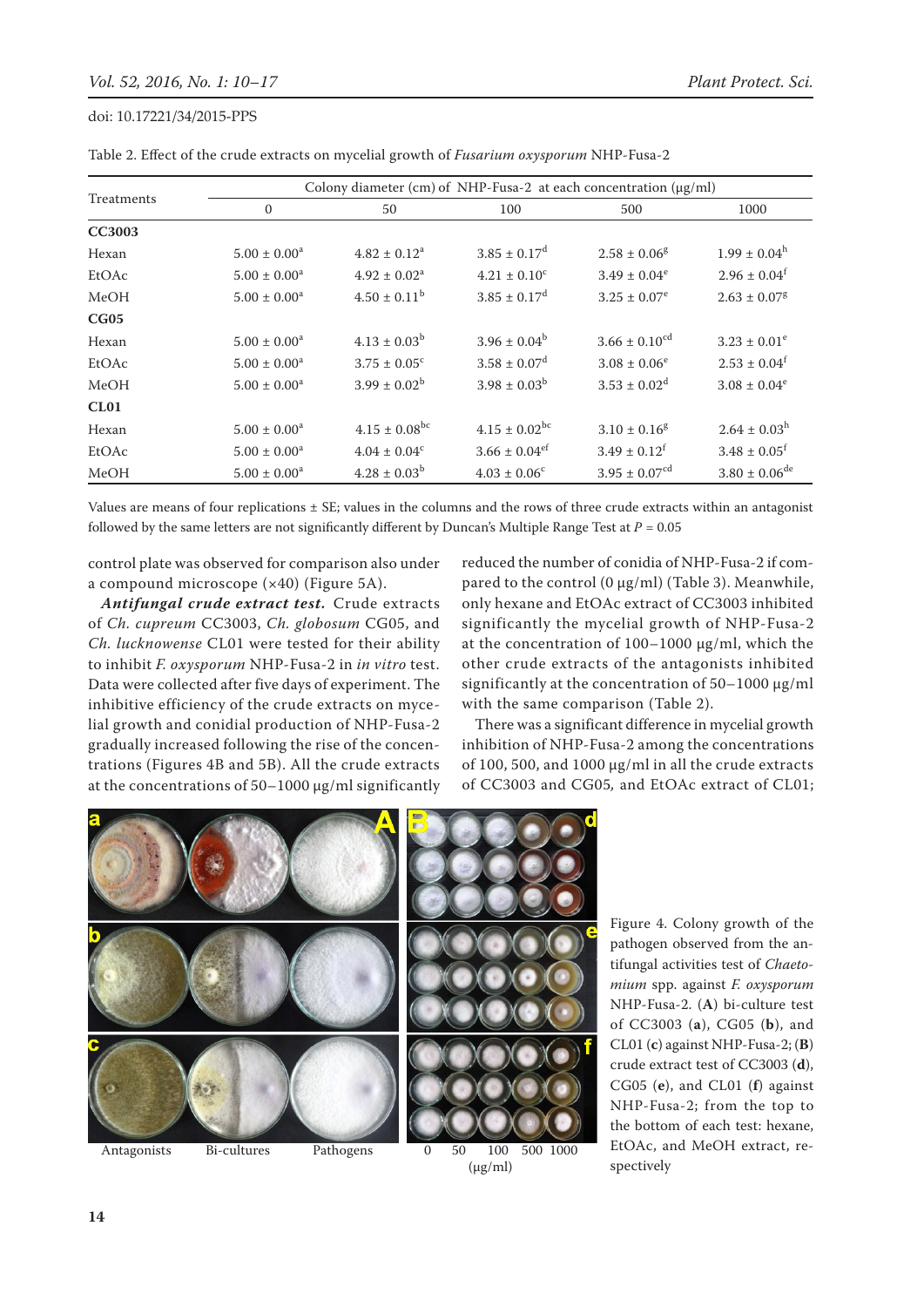Table 2. Effect of the crude extracts on mycelial growth of *Fusarium oxysporum* NHP-Fusa-2

| Treatments | Colony diameter (cm) of NHP-Fusa-2 at each concentration (μg/ml) | | | | |
|---|---|---|---|---|---|
| | 0 | 50 | 100 | 500 | 1000 |
| **CC3003** | | | | | |
| Hexan | 5.00 ± 0.00[a] | 4.82 ± 0.12[a] | 3.85 ± 0.17[d] | 2.58 ± 0.06[g] | 1.99 ± 0.04[h] |
| EtOAc | 5.00 ± 0.00[a] | 4.92 ± 0.02[a] | 4.21 ± 0.10[c] | 3.49 ± 0.04[e] | 2.96 ± 0.04[f] |
| MeOH | 5.00 ± 0.00[a] | 4.50 ± 0.11[b] | 3.85 ± 0.17[d] | 3.25 ± 0.07[e] | 2.63 ± 0.07[g] |
| **CG05** | | | | | |
| Hexan | 5.00 ± 0.00[a] | 4.13 ± 0.03[b] | 3.96 ± 0.04[b] | 3.66 ± 0.10[cd] | 3.23 ± 0.01[e] |
| EtOAc | 5.00 ± 0.00[a] | 3.75 ± 0.05[c] | 3.58 ± 0.07[d] | 3.08 ± 0.06[e] | 2.53 ± 0.04[f] |
| MeOH | 5.00 ± 0.00[a] | 3.99 ± 0.02[b] | 3.98 ± 0.03[b] | 3.53 ± 0.02[d] | 3.08 ± 0.04[e] |
| **CL01** | | | | | |
| Hexan | 5.00 ± 0.00[a] | 4.15 ± 0.08[bc] | 4.15 ± 0.02[bc] | 3.10 ± 0.16[g] | 2.64 ± 0.03[h] |
| EtOAc | 5.00 ± 0.00[a] | 4.04 ± 0.04[c] | 3.66 ± 0.04[ef] | 3.49 ± 0.12[f] | 3.48 ± 0.05[f] |
| MeOH | 5.00 ± 0.00[a] | 4.28 ± 0.03[b] | 4.03 ± 0.06[c] | 3.95 ± 0.07[cd] | 3.80 ± 0.06[de] |

Values are means of four replications ± SE; values in the columns and the rows of three crude extracts within an antagonist followed by the same letters are not significantly different by Duncan's Multiple Range Test at $P = 0.05$

control plate was observed for comparison also under a compound microscope (×40) (Figure 5A).

***Antifungal crude extract test.*** Crude extracts of *Ch. cupreum* CC3003, *Ch. globosum* CG05, and *Ch. lucknowense* CL01 were tested for their ability to inhibit *F. oxysporum* NHP-Fusa-2 in *in vitro* test. Data were collected after five days of experiment. The inhibitive efficiency of the crude extracts on mycelial growth and conidial production of NHP-Fusa-2 gradually increased following the rise of the concentrations (Figures 4B and 5B). All the crude extracts at the concentrations of 50–1000 μg/ml significantly reduced the number of conidia of NHP-Fusa-2 if compared to the control (0 μg/ml) (Table 3). Meanwhile, only hexane and EtOAc extract of CC3003 inhibited significantly the mycelial growth of NHP-Fusa-2 at the concentration of 100–1000 μg/ml, which the other crude extracts of the antagonists inhibited significantly at the concentration of 50–1000 μg/ml with the same comparison (Table 2).

There was a significant difference in mycelial growth inhibition of NHP-Fusa-2 among the concentrations of 100, 500, and 1000 μg/ml in all the crude extracts of CC3003 and CG05, and EtOAc extract of CL01;

Figure 4. Colony growth of the pathogen observed from the antifungal activities test of *Chaetomium* spp. against *F. oxysporum* NHP-Fusa-2. (**A**) bi-culture test of CC3003 (**a**), CG05 (**b**), and CL01 (**c**) against NHP-Fusa-2; (**B**) crude extract test of CC3003 (**d**), CG05 (**e**), and CL01 (**f**) against NHP-Fusa-2; from the top to the bottom of each test: hexane, EtOAc, and MeOH extract, respectively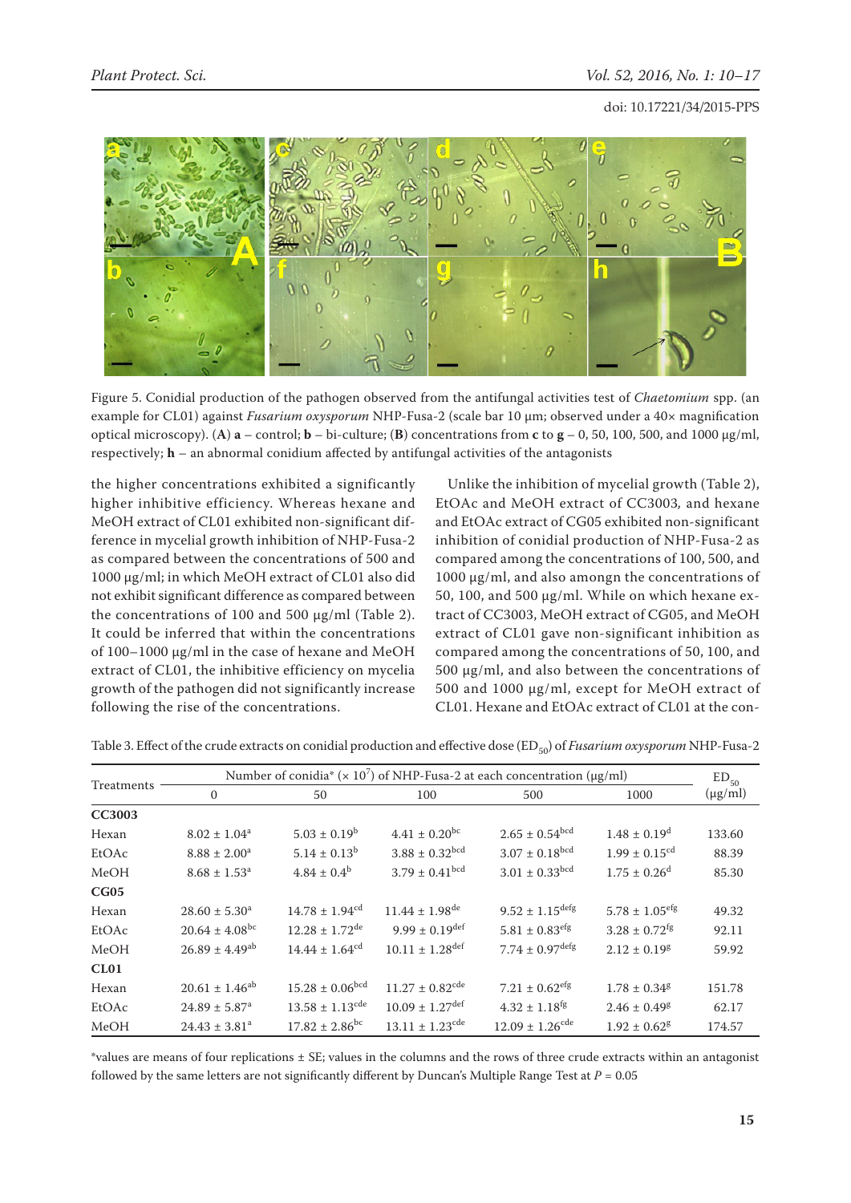Figure 5. Conidial production of the pathogen observed from the antifungal activities test of *Chaetomium* spp. (an example for CL01) against *Fusarium oxysporum* NHP-Fusa-2 (scale bar 10 μm; observed under a 40× magnification optical microscopy). (**A**) **a** – control; **b** – bi-culture; (**B**) concentrations from **c** to **g** – 0, 50, 100, 500, and 1000 μg/ml, respectively; **h** – an abnormal conidium affected by antifungal activities of the antagonists

the higher concentrations exhibited a significantly higher inhibitive efficiency. Whereas hexane and MeOH extract of CL01 exhibited non-significant difference in mycelial growth inhibition of NHP-Fusa-2 as compared between the concentrations of 500 and 1000 μg/ml; in which MeOH extract of CL01 also did not exhibit significant difference as compared between the concentrations of 100 and 500 μg/ml (Table 2). It could be inferred that within the concentrations of 100–1000 μg/ml in the case of hexane and MeOH extract of CL01, the inhibitive efficiency on mycelia growth of the pathogen did not significantly increase following the rise of the concentrations.

Unlike the inhibition of mycelial growth (Table 2), EtOAc and MeOH extract of CC3003, and hexane and EtOAc extract of CG05 exhibited non-significant inhibition of conidial production of NHP-Fusa-2 as compared among the concentrations of 100, 500, and 1000 μg/ml, and also amongn the concentrations of 50, 100, and 500 μg/ml. While on which hexane extract of CC3003, MeOH extract of CG05, and MeOH extract of CL01 gave non-significant inhibition as compared among the concentrations of 50, 100, and 500 μg/ml, and also between the concentrations of 500 and 1000 μg/ml, except for MeOH extract of CL01. Hexane and EtOAc extract of CL01 at the con-

Table 3. Effect of the crude extracts on conidial production and effective dose ($ED_{50}$) of *Fusarium oxysporum* NHP-Fusa-2

| Treatments | Number of conidia* (× $10^7$) of NHP-Fusa-2 at each concentration (μg/ml) | | | | | $ED_{50}$ (μg/ml) |
|---|---|---|---|---|---|---|
| | 0 | 50 | 100 | 500 | 1000 | |
| **CC3003** | | | | | | |
| Hexan | 8.02 ± 1.04$^{a}$ | 5.03 ± 0.19$^{b}$ | 4.41 ± 0.20$^{bc}$ | 2.65 ± 0.54$^{bcd}$ | 1.48 ± 0.19$^{d}$ | 133.60 |
| EtOAc | 8.88 ± 2.00$^{a}$ | 5.14 ± 0.13$^{b}$ | 3.88 ± 0.32$^{bcd}$ | 3.07 ± 0.18$^{bcd}$ | 1.99 ± 0.15$^{cd}$ | 88.39 |
| MeOH | 8.68 ± 1.53$^{a}$ | 4.84 ± 0.4$^{b}$ | 3.79 ± 0.41$^{bcd}$ | 3.01 ± 0.33$^{bcd}$ | 1.75 ± 0.26$^{d}$ | 85.30 |
| **CG05** | | | | | | |
| Hexan | 28.60 ± 5.30$^{a}$ | 14.78 ± 1.94$^{cd}$ | 11.44 ± 1.98$^{de}$ | 9.52 ± 1.15$^{defg}$ | 5.78 ± 1.05$^{efg}$ | 49.32 |
| EtOAc | 20.64 ± 4.08$^{bc}$ | 12.28 ± 1.72$^{de}$ | 9.99 ± 0.19$^{def}$ | 5.81 ± 0.83$^{efg}$ | 3.28 ± 0.72$^{fg}$ | 92.11 |
| MeOH | 26.89 ± 4.49$^{ab}$ | 14.44 ± 1.64$^{cd}$ | 10.11 ± 1.28$^{def}$ | 7.74 ± 0.97$^{defg}$ | 2.12 ± 0.19$^{g}$ | 59.92 |
| **CL01** | | | | | | |
| Hexan | 20.61 ± 1.46$^{ab}$ | 15.28 ± 0.06$^{bcd}$ | 11.27 ± 0.82$^{cde}$ | 7.21 ± 0.62$^{efg}$ | 1.78 ± 0.34$^{g}$ | 151.78 |
| EtOAc | 24.89 ± 5.87$^{a}$ | 13.58 ± 1.13$^{cde}$ | 10.09 ± 1.27$^{def}$ | 4.32 ± 1.18$^{fg}$ | 2.46 ± 0.49$^{g}$ | 62.17 |
| MeOH | 24.43 ± 3.81$^{a}$ | 17.82 ± 2.86$^{bc}$ | 13.11 ± 1.23$^{cde}$ | 12.09 ± 1.26$^{cde}$ | 1.92 ± 0.62$^{g}$ | 174.57 |

*values are means of four replications ± SE; values in the columns and the rows of three crude extracts within an antagonist followed by the same letters are not significantly different by Duncan's Multiple Range Test at $P = 0.05$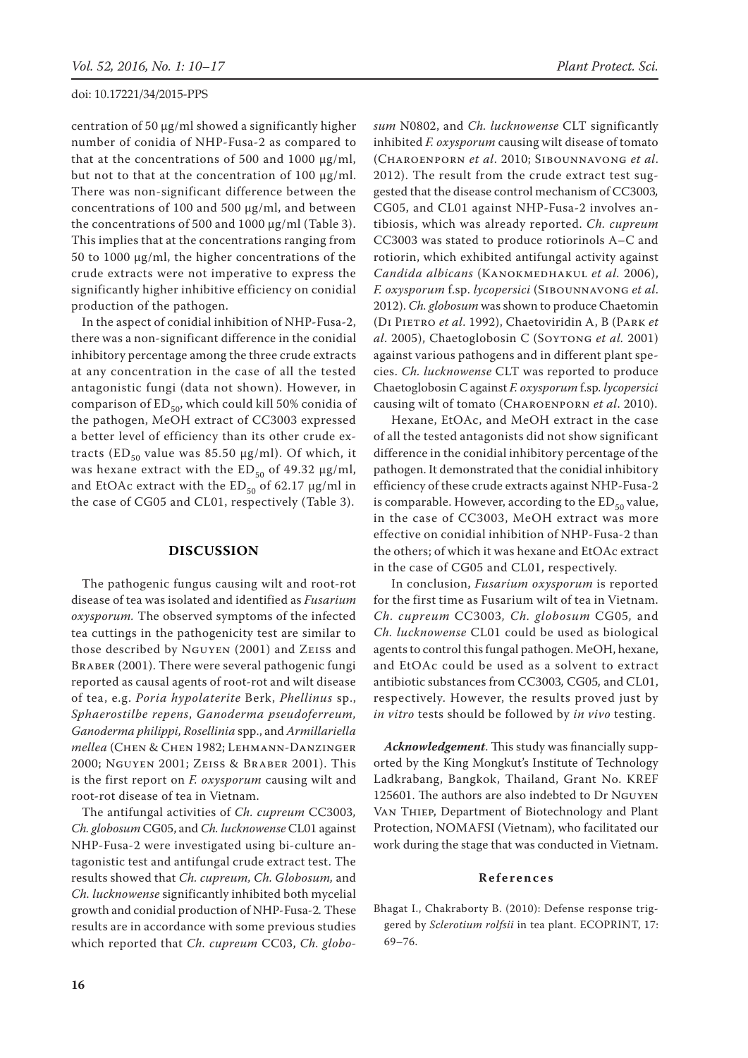centration of 50 μg/ml showed a significantly higher number of conidia of NHP-Fusa-2 as compared to that at the concentrations of 500 and 1000 μg/ml, but not to that at the concentration of 100 μg/ml. There was non-significant difference between the concentrations of 100 and 500 μg/ml, and between the concentrations of 500 and 1000 μg/ml (Table 3). This implies that at the concentrations ranging from 50 to 1000 μg/ml, the higher concentrations of the crude extracts were not imperative to express the significantly higher inhibitive efficiency on conidial production of the pathogen.

In the aspect of conidial inhibition of NHP-Fusa-2, there was a non-significant difference in the conidial inhibitory percentage among the three crude extracts at any concentration in the case of all the tested antagonistic fungi (data not shown). However, in comparison of $ED_{50}$, which could kill 50% conidia of the pathogen, MeOH extract of CC3003 expressed a better level of efficiency than its other crude extracts ($ED_{50}$ value was 85.50 μg/ml). Of which, it was hexane extract with the $ED_{50}$ of 49.32 μg/ml, and EtOAc extract with the $ED_{50}$ of 62.17 μg/ml in the case of CG05 and CL01, respectively (Table 3).

## DISCUSSION

The pathogenic fungus causing wilt and root-rot disease of tea was isolated and identified as *Fusarium oxysporum.* The observed symptoms of the infected tea cuttings in the pathogenicity test are similar to those described by Nguyen (2001) and Zeiss and Braber (2001). There were several pathogenic fungi reported as causal agents of root-rot and wilt disease of tea, e.g. *Poria hypolaterite* Berk, *Phellinus* sp., *Sphaerostilbe repens*, *Ganoderma pseudoferreum, Ganoderma philippi, Rosellinia* spp., and *Armillariella mellea* (Chen & Chen 1982; Lehmann-Danzinger 2000; Nguyen 2001; Zeiss & Braber 2001). This is the first report on *F. oxysporum* causing wilt and root-rot disease of tea in Vietnam.

The antifungal activities of *Ch. cupreum* CC3003, *Ch. globosum* CG05, and *Ch. lucknowense* CL01 against NHP-Fusa-2 were investigated using bi-culture antagonistic test and antifungal crude extract test. The results showed that *Ch. cupreum, Ch. Globosum,* and *Ch. lucknowense* significantly inhibited both mycelial growth and conidial production of NHP-Fusa-2. These results are in accordance with some previous studies which reported that *Ch. cupreum* CC03, *Ch. globosum* N0802, and *Ch. lucknowense* CLT significantly inhibited *F. oxysporum* causing wilt disease of tomato (Charoenporn *et al*. 2010; Sibounnavong *et al*. 2012). The result from the crude extract test suggested that the disease control mechanism of CC3003, CG05, and CL01 against NHP-Fusa-2 involves antibiosis, which was already reported. *Ch. cupreum* CC3003 was stated to produce rotiorinols A–C and rotiorin, which exhibited antifungal activity against *Candida albicans* (Kanokmedhakul *et al.* 2006), *F. oxysporum* f.sp. *lycopersici* (Sibounnavong *et al*. 2012). *Ch. globosum* was shown to produce Chaetomin (Di Pietro *et al*. 1992), Chaetoviridin A, B (Park *et al*. 2005), Chaetoglobosin C (Soytong *et al.* 2001) against various pathogens and in different plant species. *Ch. lucknowense* CLT was reported to produce Chaetoglobosin C against *F. oxysporum* f.sp. *lycopersici* causing wilt of tomato (Charoenporn *et al*. 2010).

Hexane, EtOAc, and MeOH extract in the case of all the tested antagonists did not show significant difference in the conidial inhibitory percentage of the pathogen. It demonstrated that the conidial inhibitory efficiency of these crude extracts against NHP-Fusa-2 is comparable. However, according to the $ED_{50}$ value, in the case of CC3003, MeOH extract was more effective on conidial inhibition of NHP-Fusa-2 than the others; of which it was hexane and EtOAc extract in the case of CG05 and CL01, respectively.

In conclusion, *Fusarium oxysporum* is reported for the first time as Fusarium wilt of tea in Vietnam. *Ch. cupreum* CC3003, *Ch. globosum* CG05, and *Ch. lucknowense* CL01 could be used as biological agents to control this fungal pathogen. MeOH, hexane, and EtOAc could be used as a solvent to extract antibiotic substances from CC3003, CG05, and CL01, respectively. However, the results proved just by *in vitro* tests should be followed by *in vivo* testing.

***Acknowledgement***. This study was financially supported by the King Mongkut's Institute of Technology Ladkrabang, Bangkok, Thailand, Grant No. KREF 125601. The authors are also indebted to Dr Nguyen Van Thiep, Department of Biotechnology and Plant Protection, NOMAFSI (Vietnam), who facilitated our work during the stage that was conducted in Vietnam.

### References

Bhagat I., Chakraborty B. (2010): Defense response triggered by *Sclerotium rolfsii* in tea plant. ECOPRINT, 17: 69–76.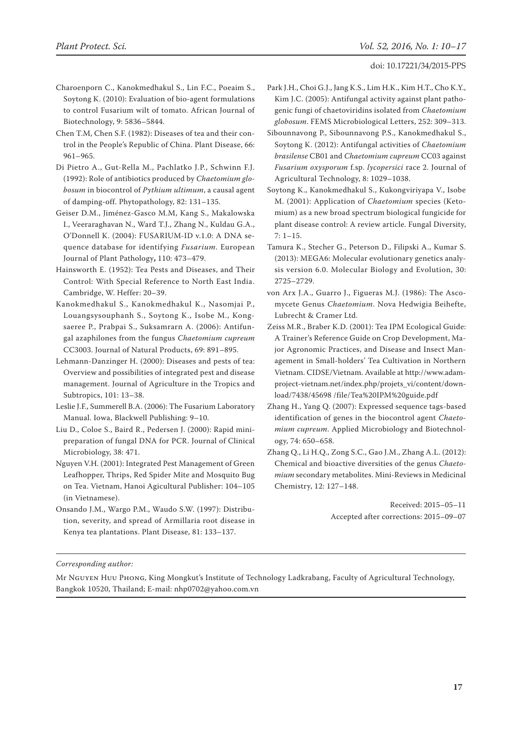Charoenporn C., Kanokmedhakul S., Lin F.C., Poeaim S., Soytong K. (2010): Evaluation of bio-agent formulations to control Fusarium wilt of tomato. African Journal of Biotechnology, 9: 5836–5844.

Chen T.M, Chen S.F. (1982): Diseases of tea and their control in the People's Republic of China. Plant Disease, 66: 961–965.

Di Pietro A., Gut-Rella M., Pachlatko J.P., Schwinn F.J. (1992): Role of antibiotics produced by *Chaetomium globosum* in biocontrol of *Pythium ultimum*, a causal agent of damping-off. Phytopathology, 82: 131–135.

Geiser D.M., Jiménez-Gasco M.M, Kang S., Makalowska I., Veeraraghavan N., Ward T.J., Zhang N., Kuldau G.A., O'Donnell K. (2004): FUSARIUM-ID v.1.0: A DNA sequence database for identifying *Fusarium*. European Journal of Plant Pathology, 110: 473–479.

Hainsworth E. (1952): Tea Pests and Diseases, and Their Control: With Special Reference to North East India. Cambridge, W. Heffer: 20–39.

Kanokmedhakul S., Kanokmedhakul K., Nasomjai P., Louangsysouphanh S., Soytong K., Isobe M., Kongsaeree P., Prabpai S., Suksamrarn A. (2006): Antifungal azaphilones from the fungus *Chaetomium cupreum* CC3003. Journal of Natural Products, 69: 891–895.

Lehmann-Danzinger H. (2000): Diseases and pests of tea: Overview and possibilities of integrated pest and disease management. Journal of Agriculture in the Tropics and Subtropics, 101: 13–38.

Leslie J.F., Summerell B.A. (2006): The Fusarium Laboratory Manual. Iowa, Blackwell Publishing: 9–10.

Liu D., Coloe S., Baird R., Pedersen J. (2000): Rapid minipreparation of fungal DNA for PCR. Journal of Clinical Microbiology, 38: 471.

Nguyen V.H. (2001): Integrated Pest Management of Green Leafhopper, Thrips, Red Spider Mite and Mosquito Bug on Tea. Vietnam, Hanoi Agicultural Publisher: 104–105 (in Vietnamese).

Onsando J.M., Wargo P.M., Waudo S.W. (1997): Distribution, severity, and spread of Armillaria root disease in Kenya tea plantations. Plant Disease, 81: 133–137.

Park J.H., Choi G.J., Jang K.S., Lim H.K., Kim H.T., Cho K.Y., Kim J.C. (2005): Antifungal activity against plant pathogenic fungi of chaetoviridins isolated from *Chaetomium globosum*. FEMS Microbiological Letters, 252: 309–313.

Sibounnavong P., Sibounnavong P.S., Kanokmedhakul S., Soytong K. (2012): Antifungal activities of *Chaetomium brasilense* CB01 and *Chaetomium cupreum* CC03 against *Fusarium oxysporum* f.sp. *lycopersici* race 2. Journal of Agricultural Technology, 8: 1029–1038.

Soytong K., Kanokmedhakul S., Kukongviriyapa V., Isobe M. (2001): Application of *Chaetomium* species (Ketomium) as a new broad spectrum biological fungicide for plant disease control: A review article. Fungal Diversity, 7: 1–15.

Tamura K., Stecher G., Peterson D., Filipski A., Kumar S. (2013): MEGA6: Molecular evolutionary genetics analysis version 6.0. Molecular Biology and Evolution, 30: 2725–2729.

von Arx J.A., Guarro J., Figueras M.J. (1986): The Ascomycete Genus *Chaetomium*. Nova Hedwigia Beihefte, Lubrecht & Cramer Ltd.

Zeiss M.R., Braber K.D. (2001): Tea IPM Ecological Guide: A Trainer's Reference Guide on Crop Development, Major Agronomic Practices, and Disease and Insect Management in Small-holders' Tea Cultivation in Northern Vietnam. CIDSE/Vietnam. Available at http://www.adamproject-vietnam.net/index.php/projets_vi/content/download/7438/45698 /file/Tea%20IPM%20guide.pdf

Zhang H., Yang Q. (2007): Expressed sequence tags-based identification of genes in the biocontrol agent *Chaetomium cupreum*. Applied Microbiology and Biotechnology, 74: 650–658.

Zhang Q., Li H.Q., Zong S.C., Gao J.M., Zhang A.L. (2012): Chemical and bioactive diversities of the genus *Chaetomium* secondary metabolites. Mini-Reviews in Medicinal Chemistry, 12: 127–148.

Received: 2015–05–11
Accepted after corrections: 2015–09–07

*Corresponding author:*

Mr Nguyen Huu Phong, King Mongkut's Institute of Technology Ladkrabang, Faculty of Agricultural Technology, Bangkok 10520, Thailand; E-mail: nhp0702@yahoo.com.vn